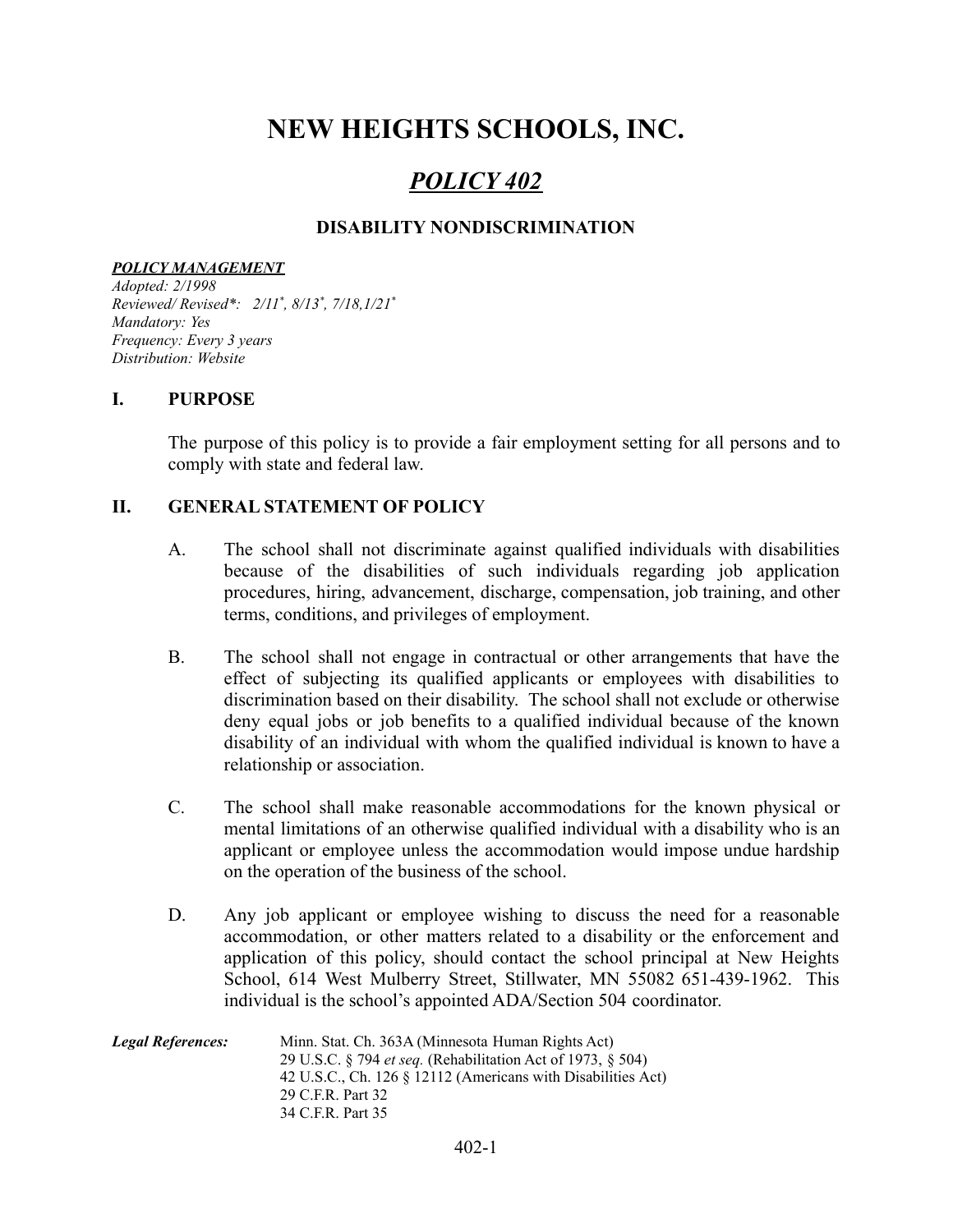# NEW HEIGHTS SCHOOLS, INC.

## *POLICY 402*

### DISABILITY NONDISCRIMINATION

***POLICY MANAGEMENT***
*Adopted: 2/1998*
*Reviewed/ Revised\*: 2/11\*, 8/13\*, 7/18,1/21\**
*Mandatory: Yes*
*Frequency: Every 3 years*
*Distribution: Website*

## I. PURPOSE

The purpose of this policy is to provide a fair employment setting for all persons and to comply with state and federal law.

## II. GENERAL STATEMENT OF POLICY

A. The school shall not discriminate against qualified individuals with disabilities because of the disabilities of such individuals regarding job application procedures, hiring, advancement, discharge, compensation, job training, and other terms, conditions, and privileges of employment.

B. The school shall not engage in contractual or other arrangements that have the effect of subjecting its qualified applicants or employees with disabilities to discrimination based on their disability. The school shall not exclude or otherwise deny equal jobs or job benefits to a qualified individual because of the known disability of an individual with whom the qualified individual is known to have a relationship or association.

C. The school shall make reasonable accommodations for the known physical or mental limitations of an otherwise qualified individual with a disability who is an applicant or employee unless the accommodation would impose undue hardship on the operation of the business of the school.

D. Any job applicant or employee wishing to discuss the need for a reasonable accommodation, or other matters related to a disability or the enforcement and application of this policy, should contact the school principal at New Heights School, 614 West Mulberry Street, Stillwater, MN 55082 651-439-1962. This individual is the school's appointed ADA/Section 504 coordinator.

***Legal References:***
Minn. Stat. Ch. 363A (Minnesota Human Rights Act)
29 U.S.C. § 794 *et seq.* (Rehabilitation Act of 1973, § 504)
42 U.S.C., Ch. 126 § 12112 (Americans with Disabilities Act)
29 C.F.R. Part 32
34 C.F.R. Part 35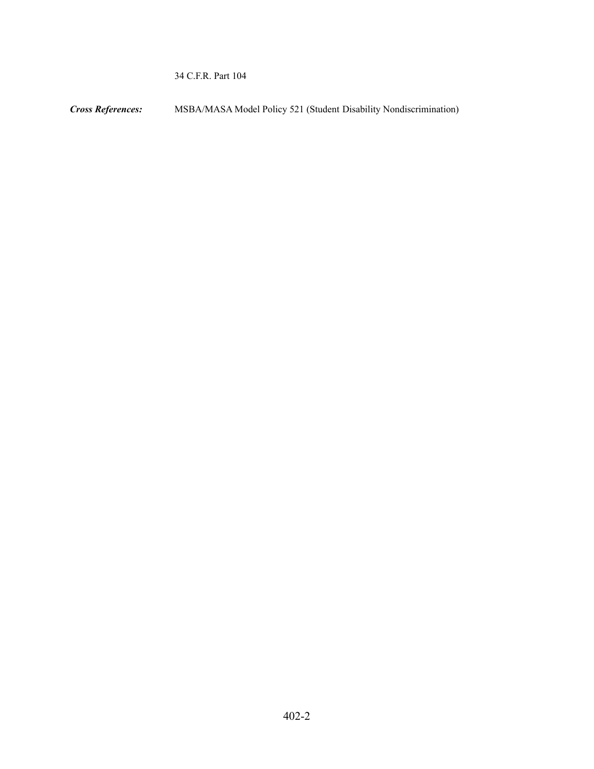34 C.F.R. Part 104

***Cross References:*** MSBA/MASA Model Policy 521 (Student Disability Nondiscrimination)